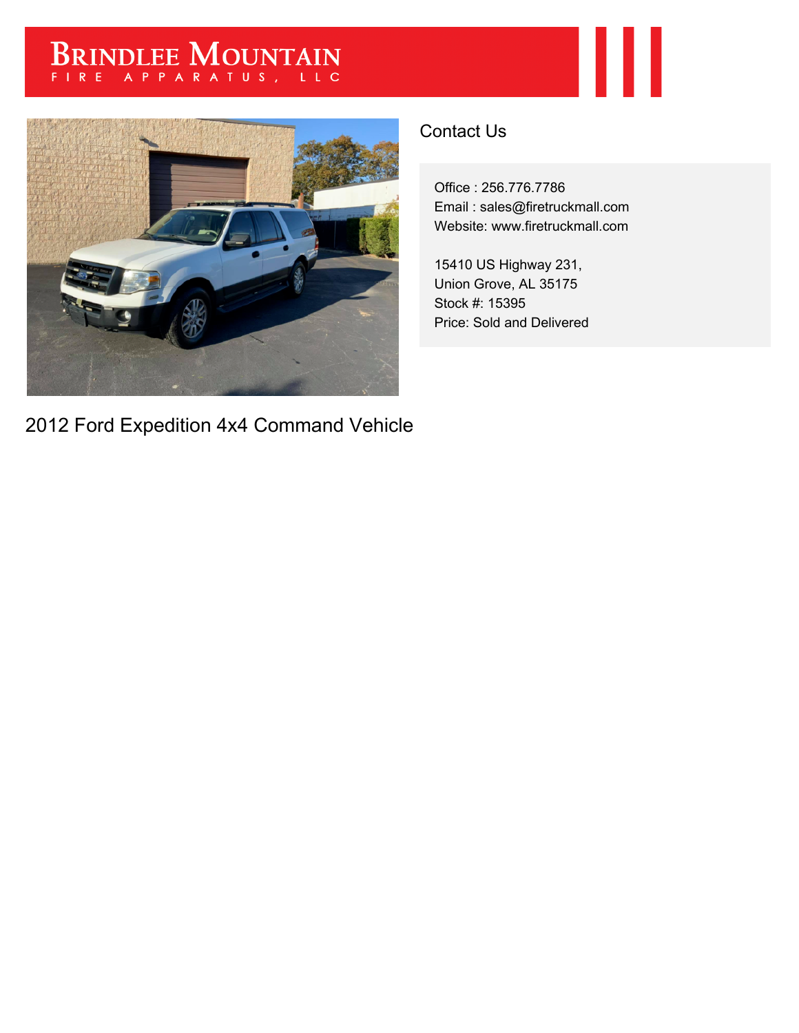Brindlee Mountain

Fire Apparatus, LLC

## Contact Us

Office : 256.776.7786
Email : sales@firetruckmall.com
Website: www.firetruckmall.com

15410 US Highway 231,
Union Grove, AL 35175
Stock #: 15395
Price: Sold and Delivered

# 2012 Ford Expedition 4x4 Command Vehicle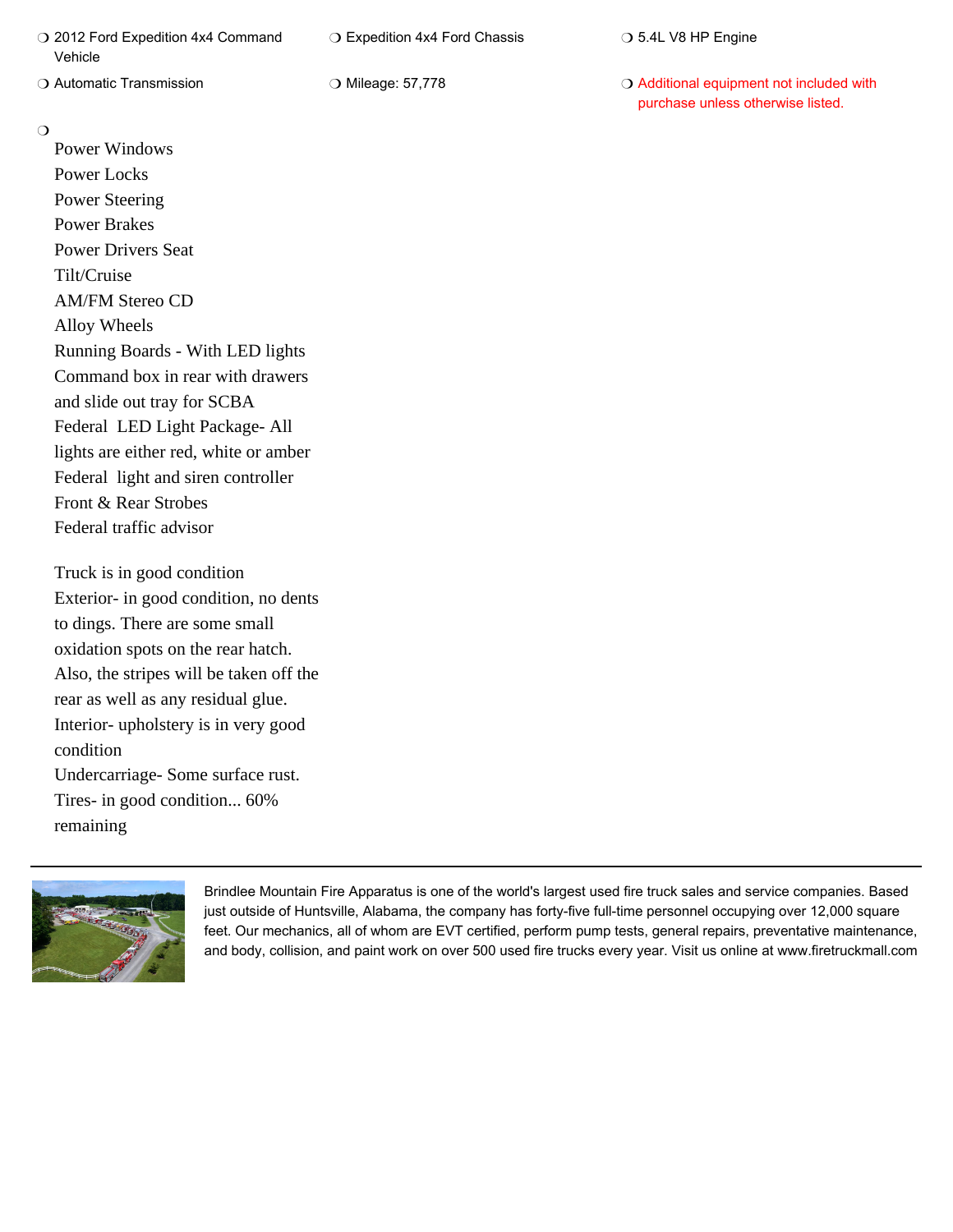- 2012 Ford Expedition 4x4 Command Vehicle
- Expedition 4x4 Ford Chassis
- 5.4L V8 HP Engine
- Automatic Transmission
- Mileage: 57,778
- Additional equipment not included with purchase unless otherwise listed.
- Power Windows
  Power Locks
  Power Steering
  Power Brakes
  Power Drivers Seat
  Tilt/Cruise
  AM/FM Stereo CD
  Alloy Wheels
  Running Boards - With LED lights
  Command box in rear with drawers and slide out tray for SCBA
  Federal LED Light Package- All lights are either red, white or amber
  Federal light and siren controller
  Front & Rear Strobes
  Federal traffic advisor

  Truck is in good condition
  Exterior- in good condition, no dents to dings. There are some small oxidation spots on the rear hatch. Also, the stripes will be taken off the rear as well as any residual glue.
  Interior- upholstery is in very good condition
  Undercarriage- Some surface rust.
  Tires- in good condition... 60% remaining

---

Brindlee Mountain Fire Apparatus is one of the world's largest used fire truck sales and service companies. Based just outside of Huntsville, Alabama, the company has forty-five full-time personnel occupying over 12,000 square feet. Our mechanics, all of whom are EVT certified, perform pump tests, general repairs, preventative maintenance, and body, collision, and paint work on over 500 used fire trucks every year. Visit us online at www.firetruckmall.com